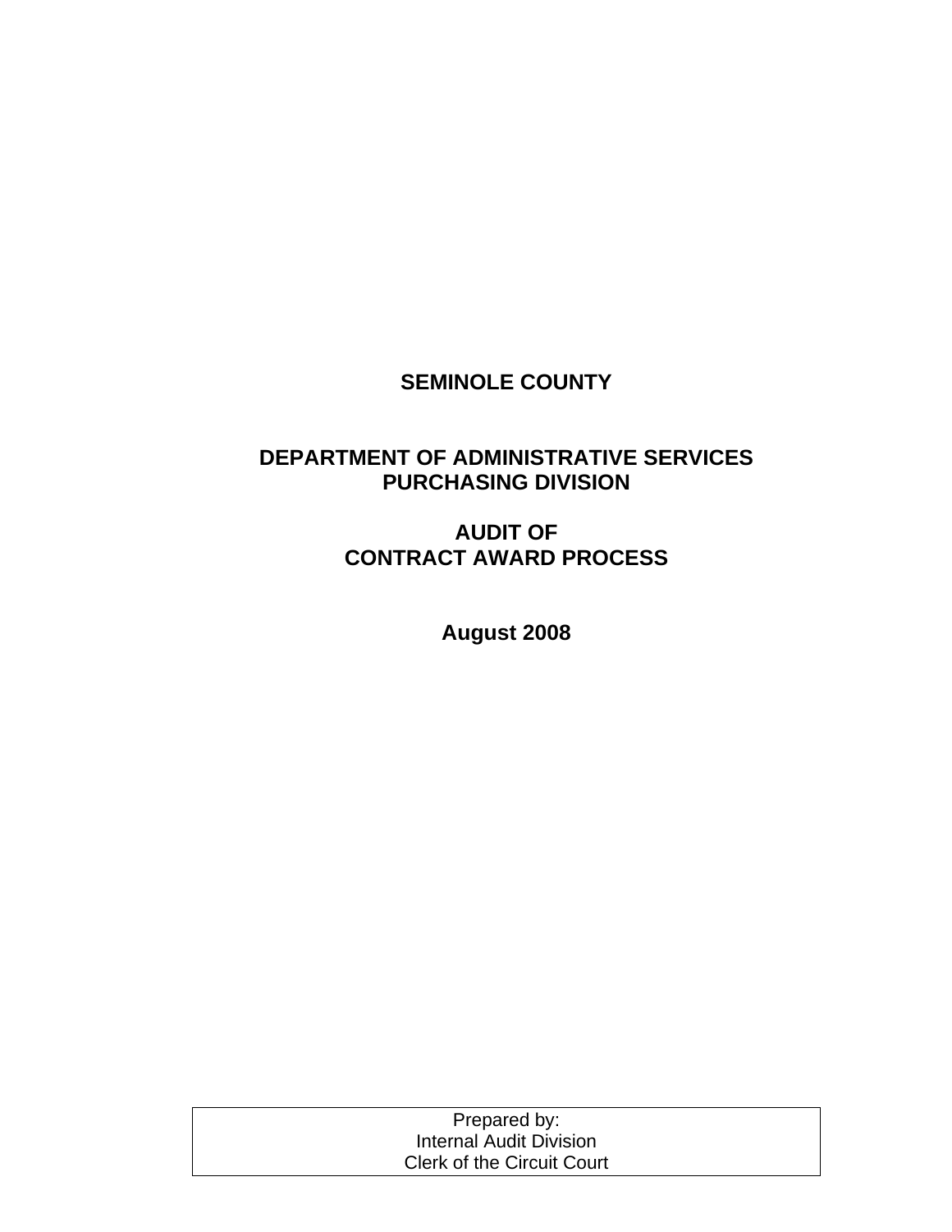# SEMINOLE COUNTY

## DEPARTMENT OF ADMINISTRATIVE SERVICES
## PURCHASING DIVISION

## AUDIT OF
## CONTRACT AWARD PROCESS

**August 2008**

Prepared by:
Internal Audit Division
Clerk of the Circuit Court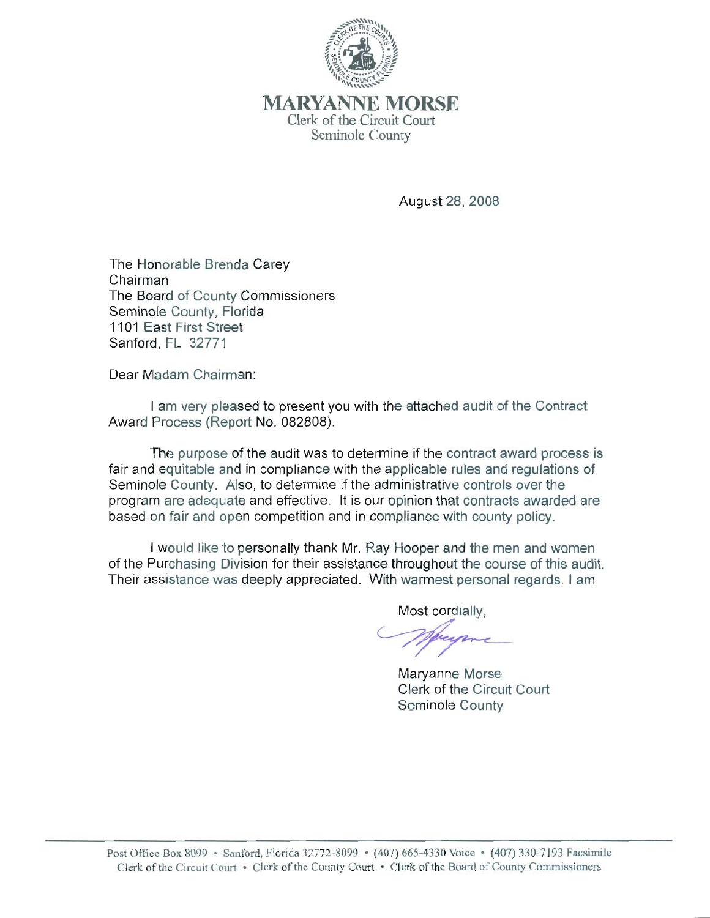**MARYANNE MORSE**
Clerk of the Circuit Court
Seminole County

August 28, 2008

The Honorable Brenda Carey
Chairman
The Board of County Commissioners
Seminole County, Florida
1101 East First Street
Sanford, FL 32771

Dear Madam Chairman:

I am very pleased to present you with the attached audit of the Contract Award Process (Report No. 082808).

The purpose of the audit was to determine if the contract award process is fair and equitable and in compliance with the applicable rules and regulations of Seminole County. Also, to determine if the administrative controls over the program are adequate and effective. It is our opinion that contracts awarded are based on fair and open competition and in compliance with county policy.

I would like to personally thank Mr. Ray Hooper and the men and women of the Purchasing Division for their assistance throughout the course of this audit. Their assistance was deeply appreciated. With warmest personal regards, I am

Most cordially,

Maryanne Morse
Clerk of the Circuit Court
Seminole County

Post Office Box 8099 • Sanford, Florida 32772-8099 • (407) 665-4330 Voice • (407) 330-7193 Facsimile
Clerk of the Circuit Court • Clerk of the County Court • Clerk of the Board of County Commissioners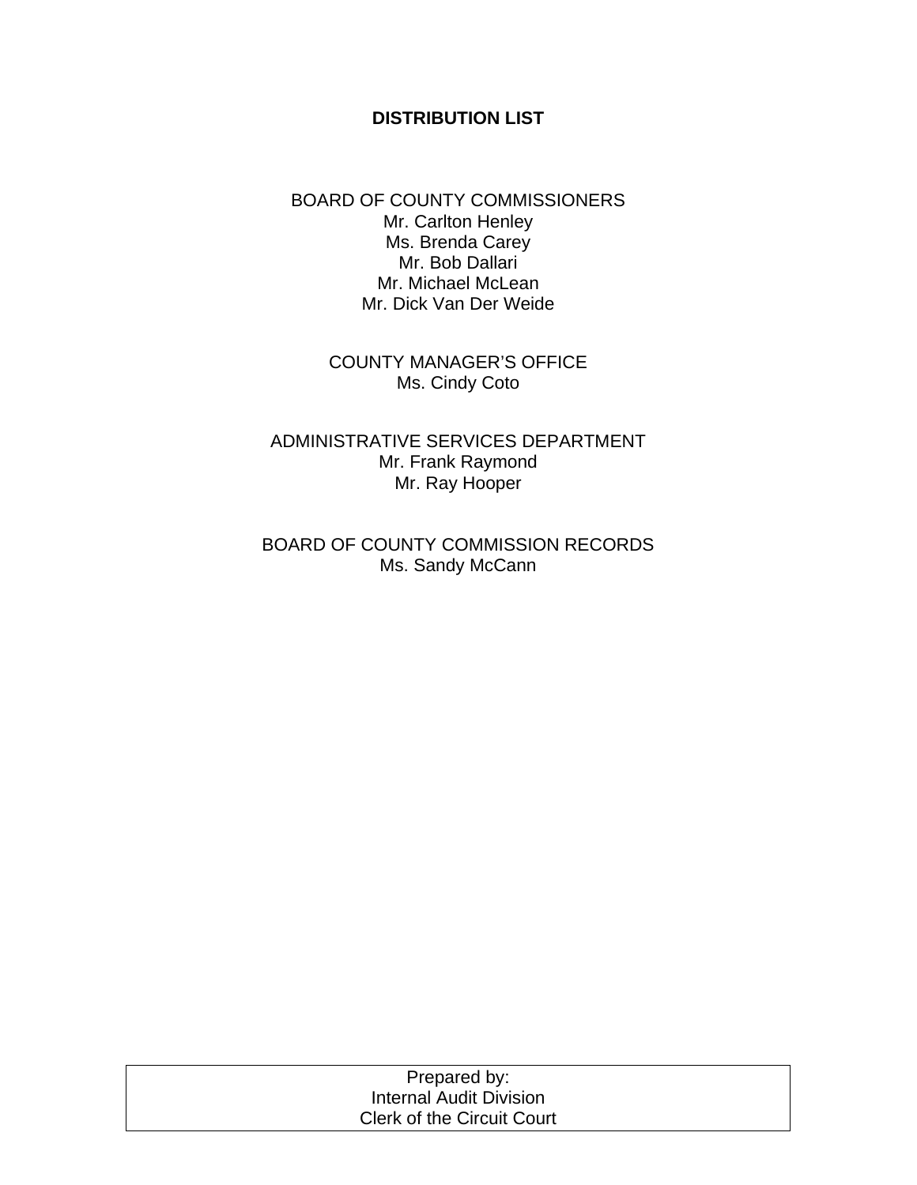# DISTRIBUTION LIST

BOARD OF COUNTY COMMISSIONERS
Mr. Carlton Henley
Ms. Brenda Carey
Mr. Bob Dallari
Mr. Michael McLean
Mr. Dick Van Der Weide

COUNTY MANAGER'S OFFICE
Ms. Cindy Coto

ADMINISTRATIVE SERVICES DEPARTMENT
Mr. Frank Raymond
Mr. Ray Hooper

BOARD OF COUNTY COMMISSION RECORDS
Ms. Sandy McCann

| Prepared by: Internal Audit Division Clerk of the Circuit Court |
| --- |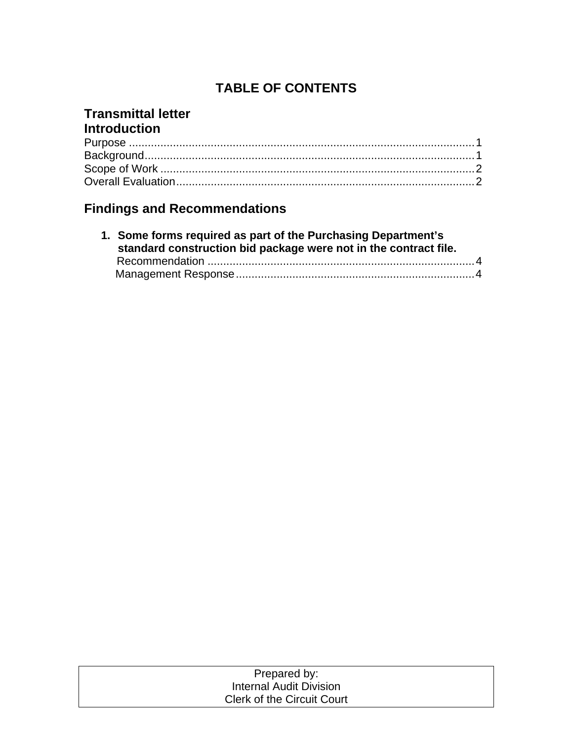# TABLE OF CONTENTS

## Transmittal letter

## Introduction

Purpose .............................................................................................................1
Background........................................................................................................1
Scope of Work ...................................................................................................2
Overall Evaluation..............................................................................................2

## Findings and Recommendations

1. **Some forms required as part of the Purchasing Department's standard construction bid package were not in the contract file.**
   Recommendation ....................................................................................4
   Management Response...........................................................................4

Prepared by:
Internal Audit Division
Clerk of the Circuit Court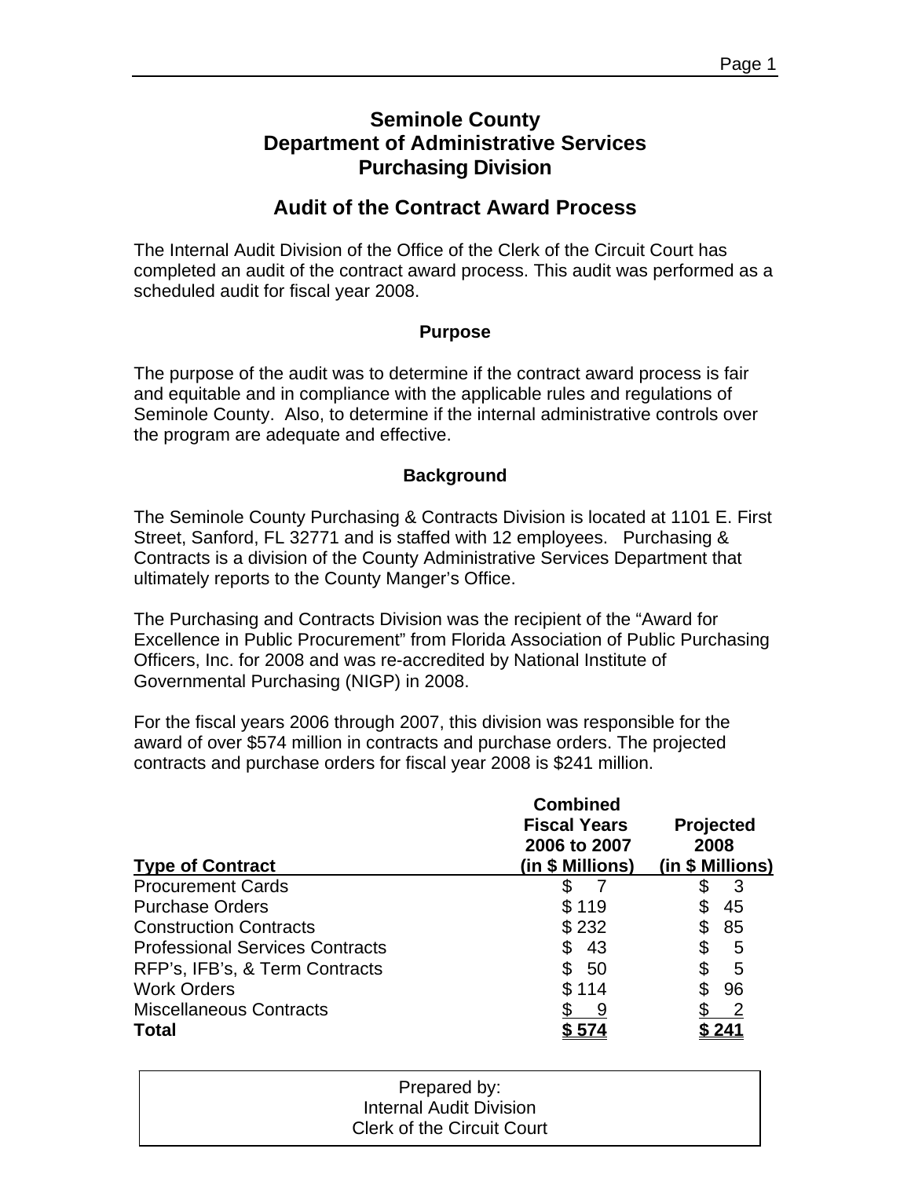# Seminole County
# Department of Administrative Services
# Purchasing Division

## Audit of the Contract Award Process

The Internal Audit Division of the Office of the Clerk of the Circuit Court has completed an audit of the contract award process. This audit was performed as a scheduled audit for fiscal year 2008.

### Purpose

The purpose of the audit was to determine if the contract award process is fair and equitable and in compliance with the applicable rules and regulations of Seminole County. Also, to determine if the internal administrative controls over the program are adequate and effective.

### Background

The Seminole County Purchasing & Contracts Division is located at 1101 E. First Street, Sanford, FL 32771 and is staffed with 12 employees. Purchasing & Contracts is a division of the County Administrative Services Department that ultimately reports to the County Manger's Office.

The Purchasing and Contracts Division was the recipient of the "Award for Excellence in Public Procurement" from Florida Association of Public Purchasing Officers, Inc. for 2008 and was re-accredited by National Institute of Governmental Purchasing (NIGP) in 2008.

For the fiscal years 2006 through 2007, this division was responsible for the award of over $574 million in contracts and purchase orders. The projected contracts and purchase orders for fiscal year 2008 is $241 million.

| Type of Contract | Combined Fiscal Years 2006 to 2007 (in $ Millions) | Projected 2008 (in $ Millions) |
|---|---|---|
| Procurement Cards | $ 7 | $ 3 |
| Purchase Orders | $ 119 | $ 45 |
| Construction Contracts | $ 232 | $ 85 |
| Professional Services Contracts | $ 43 | $ 5 |
| RFP's, IFB's, & Term Contracts | $ 50 | $ 5 |
| Work Orders | $ 114 | $ 96 |
| Miscellaneous Contracts | $ 9 | $ 2 |
| **Total** | **$ 574** | **$ 241** |

Prepared by:
Internal Audit Division
Clerk of the Circuit Court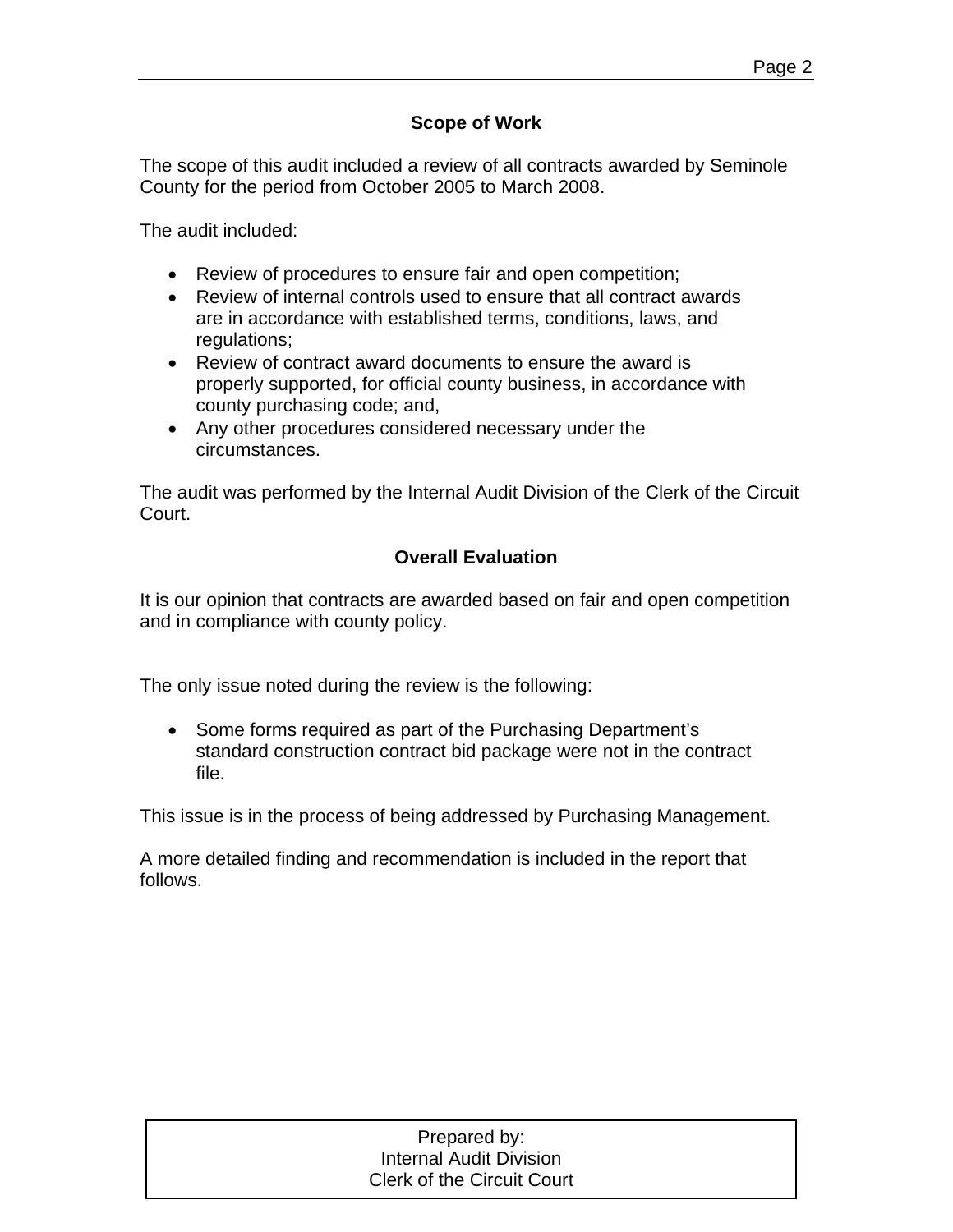## Scope of Work

The scope of this audit included a review of all contracts awarded by Seminole County for the period from October 2005 to March 2008.

The audit included:

- Review of procedures to ensure fair and open competition;
- Review of internal controls used to ensure that all contract awards are in accordance with established terms, conditions, laws, and regulations;
- Review of contract award documents to ensure the award is properly supported, for official county business, in accordance with county purchasing code; and,
- Any other procedures considered necessary under the circumstances.

The audit was performed by the Internal Audit Division of the Clerk of the Circuit Court.

## Overall Evaluation

It is our opinion that contracts are awarded based on fair and open competition and in compliance with county policy.

The only issue noted during the review is the following:

- Some forms required as part of the Purchasing Department's standard construction contract bid package were not in the contract file.

This issue is in the process of being addressed by Purchasing Management.

A more detailed finding and recommendation is included in the report that follows.

| Prepared by: Internal Audit Division Clerk of the Circuit Court |
|---|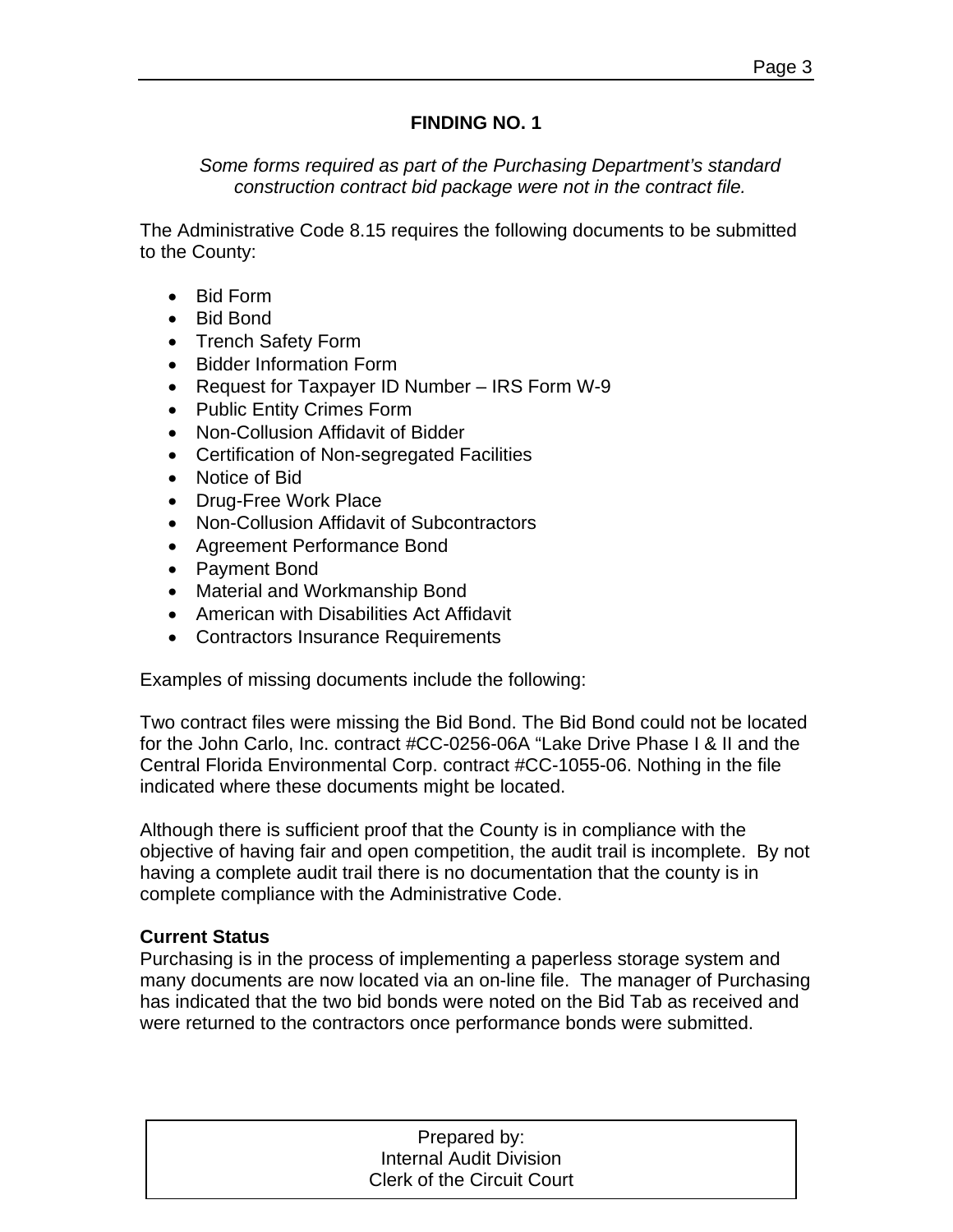## FINDING NO. 1

*Some forms required as part of the Purchasing Department's standard construction contract bid package were not in the contract file.*

The Administrative Code 8.15 requires the following documents to be submitted to the County:

- Bid Form
- Bid Bond
- Trench Safety Form
- Bidder Information Form
- Request for Taxpayer ID Number – IRS Form W-9
- Public Entity Crimes Form
- Non-Collusion Affidavit of Bidder
- Certification of Non-segregated Facilities
- Notice of Bid
- Drug-Free Work Place
- Non-Collusion Affidavit of Subcontractors
- Agreement Performance Bond
- Payment Bond
- Material and Workmanship Bond
- American with Disabilities Act Affidavit
- Contractors Insurance Requirements

Examples of missing documents include the following:

Two contract files were missing the Bid Bond. The Bid Bond could not be located for the John Carlo, Inc. contract #CC-0256-06A "Lake Drive Phase I & II and the Central Florida Environmental Corp. contract #CC-1055-06. Nothing in the file indicated where these documents might be located.

Although there is sufficient proof that the County is in compliance with the objective of having fair and open competition, the audit trail is incomplete. By not having a complete audit trail there is no documentation that the county is in complete compliance with the Administrative Code.

**Current Status**
Purchasing is in the process of implementing a paperless storage system and many documents are now located via an on-line file. The manager of Purchasing has indicated that the two bid bonds were noted on the Bid Tab as received and were returned to the contractors once performance bonds were submitted.

Prepared by:
Internal Audit Division
Clerk of the Circuit Court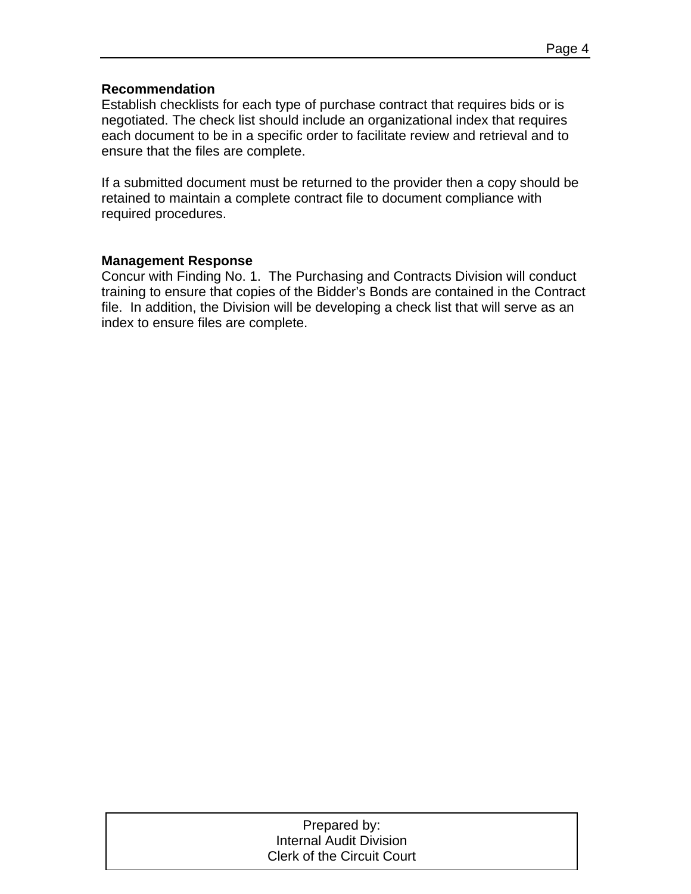**Recommendation**
Establish checklists for each type of purchase contract that requires bids or is negotiated. The check list should include an organizational index that requires each document to be in a specific order to facilitate review and retrieval and to ensure that the files are complete.

If a submitted document must be returned to the provider then a copy should be retained to maintain a complete contract file to document compliance with required procedures.

**Management Response**
Concur with Finding No. 1. The Purchasing and Contracts Division will conduct training to ensure that copies of the Bidder's Bonds are contained in the Contract file. In addition, the Division will be developing a check list that will serve as an index to ensure files are complete.

Prepared by:
Internal Audit Division
Clerk of the Circuit Court